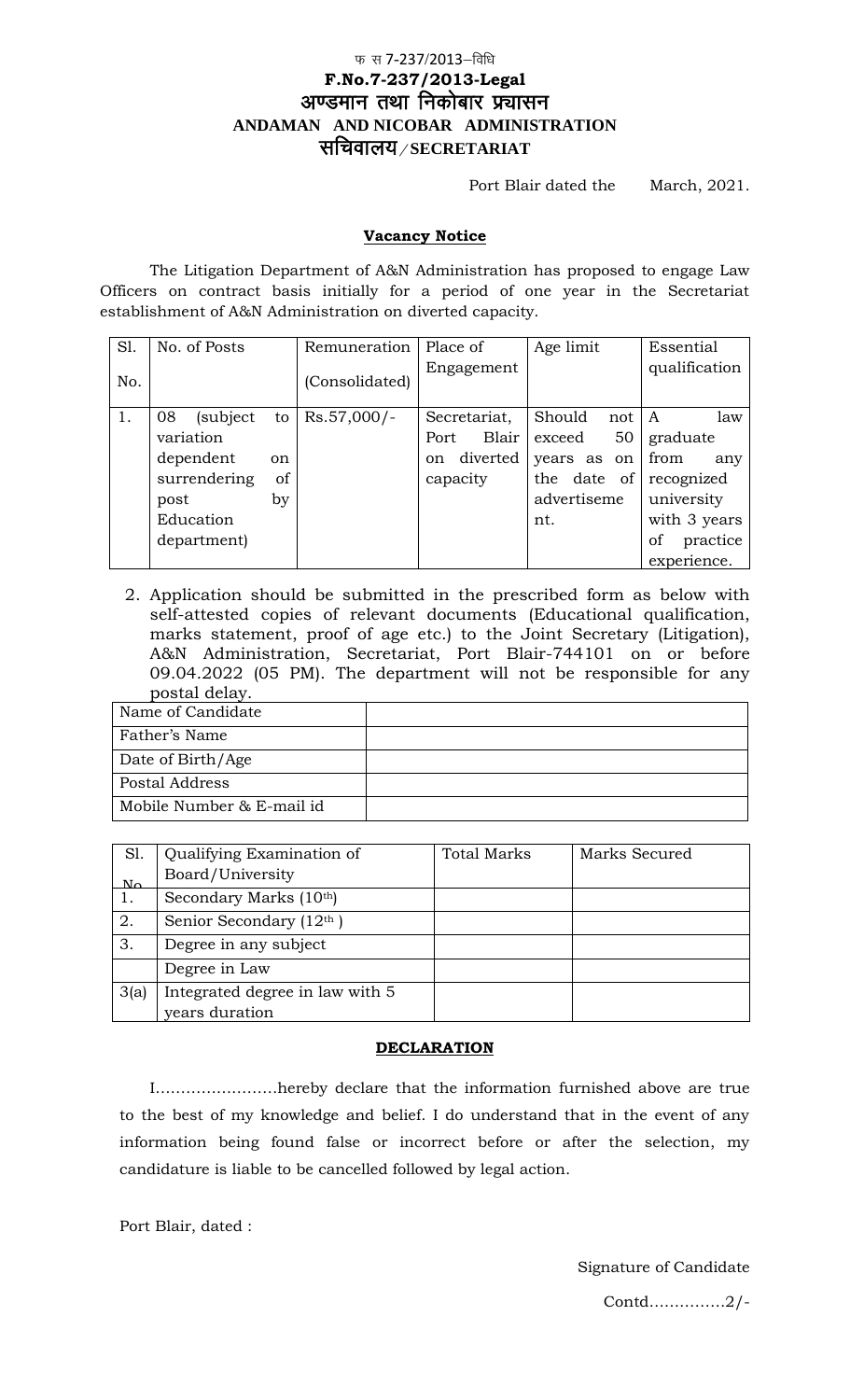फ स 7-237/2013–विधि

**F.No.7-237/2013-Legal**

**अण्डमान तथा निकोबार प्रशासन**

**ANDAMAN AND NICOBAR ADMINISTRATION**

**सचिवालय/SECRETARIAT**

Port Blair dated the March, 2021.

## Vacancy Notice

The Litigation Department of A&N Administration has proposed to engage Law Officers on contract basis initially for a period of one year in the Secretariat establishment of A&N Administration on diverted capacity.

| Sl. No. | No. of Posts | Remuneration (Consolidated) | Place of Engagement | Age limit | Essential qualification |
|---|---|---|---|---|---|
| 1. | 08 (subject to variation dependent on surrendering of post by Education department) | Rs.57,000/- | Secretariat, Port Blair on diverted capacity | Should not exceed 50 years as on the date of advertisement. | A law graduate from any recognized university with 3 years of practice experience. |

2. Application should be submitted in the prescribed form as below with self-attested copies of relevant documents (Educational qualification, marks statement, proof of age etc.) to the Joint Secretary (Litigation), A&N Administration, Secretariat, Port Blair-744101 on or before 09.04.2022 (05 PM). The department will not be responsible for any postal delay.

| Name of Candidate | |
|---|---|
| Father's Name | |
| Date of Birth/Age | |
| Postal Address | |
| Mobile Number & E-mail id | |

| Sl. No | Qualifying Examination of Board/University | Total Marks | Marks Secured |
|---|---|---|---|
| 1. | Secondary Marks (10th) | | |
| 2. | Senior Secondary (12th ) | | |
| 3. | Degree in any subject | | |
| | Degree in Law | | |
| 3(a) | Integrated degree in law with 5 years duration | | |

## DECLARATION

I……………………hereby declare that the information furnished above are true to the best of my knowledge and belief. I do understand that in the event of any information being found false or incorrect before or after the selection, my candidature is liable to be cancelled followed by legal action.

Port Blair, dated :

Signature of Candidate

Contd…………..2/-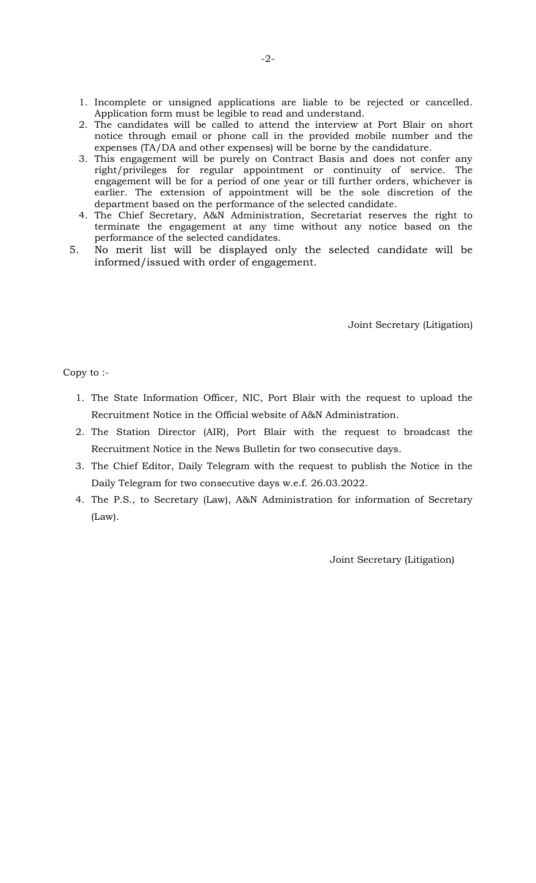1. Incomplete or unsigned applications are liable to be rejected or cancelled. Application form must be legible to read and understand.
2. The candidates will be called to attend the interview at Port Blair on short notice through email or phone call in the provided mobile number and the expenses (TA/DA and other expenses) will be borne by the candidature.
3. This engagement will be purely on Contract Basis and does not confer any right/privileges for regular appointment or continuity of service. The engagement will be for a period of one year or till further orders, whichever is earlier. The extension of appointment will be the sole discretion of the department based on the performance of the selected candidate.
4. The Chief Secretary, A&N Administration, Secretariat reserves the right to terminate the engagement at any time without any notice based on the performance of the selected candidates.
5. No merit list will be displayed only the selected candidate will be informed/issued with order of engagement.

Joint Secretary (Litigation)

Copy to :-

1. The State Information Officer, NIC, Port Blair with the request to upload the Recruitment Notice in the Official website of A&N Administration.
2. The Station Director (AIR), Port Blair with the request to broadcast the Recruitment Notice in the News Bulletin for two consecutive days.
3. The Chief Editor, Daily Telegram with the request to publish the Notice in the Daily Telegram for two consecutive days w.e.f. 26.03.2022.
4. The P.S., to Secretary (Law), A&N Administration for information of Secretary (Law).

Joint Secretary (Litigation)